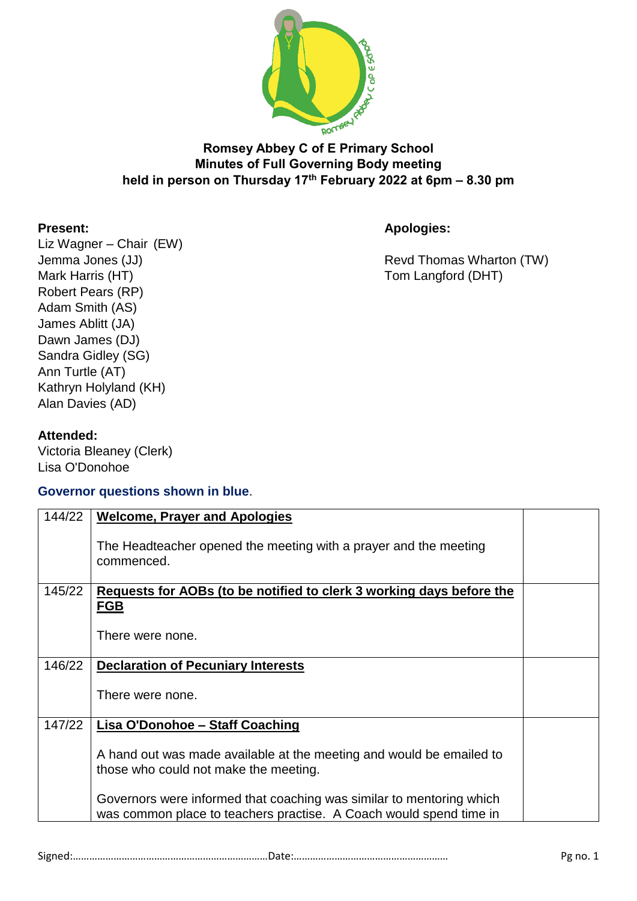**Romsey Abbey C of E Primary School**
**Minutes of Full Governing Body meeting**
**held in person on Thursday 17th February 2022 at 6pm – 8.30 pm**

**Present:**
Liz Wagner – Chair (EW)
Jemma Jones (JJ)
Mark Harris (HT)
Robert Pears (RP)
Adam Smith (AS)
James Ablitt (JA)
Dawn James (DJ)
Sandra Gidley (SG)
Ann Turtle (AT)
Kathryn Holyland (KH)
Alan Davies (AD)

**Apologies:**

Revd Thomas Wharton (TW)
Tom Langford (DHT)

**Attended:**
Victoria Bleaney (Clerk)
Lisa O'Donohoe

**Governor questions shown in blue.**

| | | |
|---|---|---|
| 144/22 | **Welcome, Prayer and Apologies**<br><br>The Headteacher opened the meeting with a prayer and the meeting commenced. | |
| 145/22 | **Requests for AOBs (to be notified to clerk 3 working days before the FGB**<br><br>There were none. | |
| 146/22 | **Declaration of Pecuniary Interests**<br><br>There were none. | |
| 147/22 | **Lisa O'Donohoe – Staff Coaching**<br><br>A hand out was made available at the meeting and would be emailed to those who could not make the meeting.<br><br>Governors were informed that coaching was similar to mentoring which was common place to teachers practise. A Coach would spend time in | |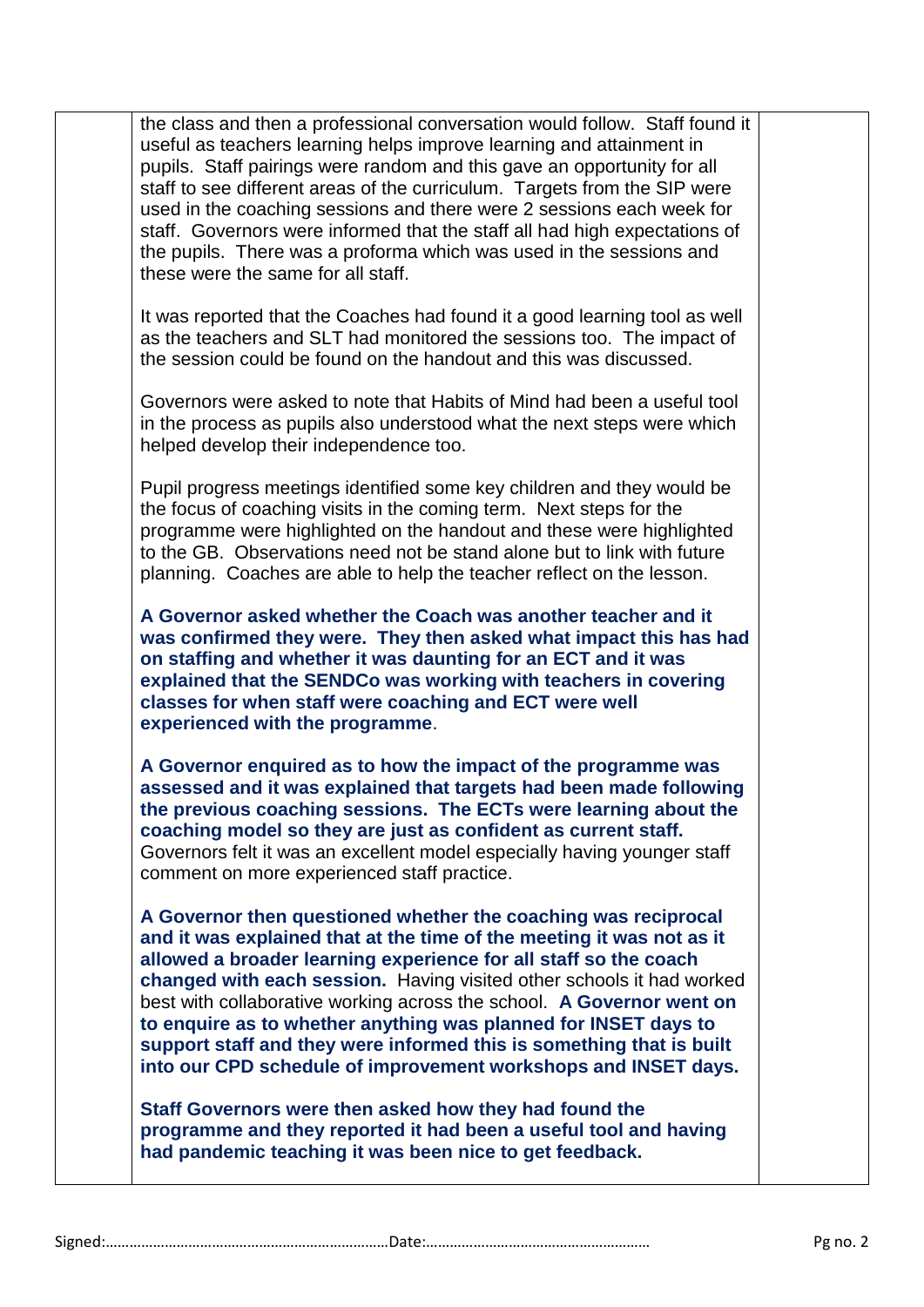the class and then a professional conversation would follow. Staff found it useful as teachers learning helps improve learning and attainment in pupils. Staff pairings were random and this gave an opportunity for all staff to see different areas of the curriculum. Targets from the SIP were used in the coaching sessions and there were 2 sessions each week for staff. Governors were informed that the staff all had high expectations of the pupils. There was a proforma which was used in the sessions and these were the same for all staff.

It was reported that the Coaches had found it a good learning tool as well as the teachers and SLT had monitored the sessions too. The impact of the session could be found on the handout and this was discussed.

Governors were asked to note that Habits of Mind had been a useful tool in the process as pupils also understood what the next steps were which helped develop their independence too.

Pupil progress meetings identified some key children and they would be the focus of coaching visits in the coming term. Next steps for the programme were highlighted on the handout and these were highlighted to the GB. Observations need not be stand alone but to link with future planning. Coaches are able to help the teacher reflect on the lesson.

**A Governor asked whether the Coach was another teacher and it was confirmed they were. They then asked what impact this has had on staffing and whether it was daunting for an ECT and it was explained that the SENDCo was working with teachers in covering classes for when staff were coaching and ECT were well experienced with the programme**.

**A Governor enquired as to how the impact of the programme was assessed and it was explained that targets had been made following the previous coaching sessions. The ECTs were learning about the coaching model so they are just as confident as current staff.** Governors felt it was an excellent model especially having younger staff comment on more experienced staff practice.

**A Governor then questioned whether the coaching was reciprocal and it was explained that at the time of the meeting it was not as it allowed a broader learning experience for all staff so the coach changed with each session.** Having visited other schools it had worked best with collaborative working across the school. **A Governor went on to enquire as to whether anything was planned for INSET days to support staff and they were informed this is something that is built into our CPD schedule of improvement workshops and INSET days.**

**Staff Governors were then asked how they had found the programme and they reported it had been a useful tool and having had pandemic teaching it was been nice to get feedback.**

Signed:……………………………………………………………Date:…………………………………………………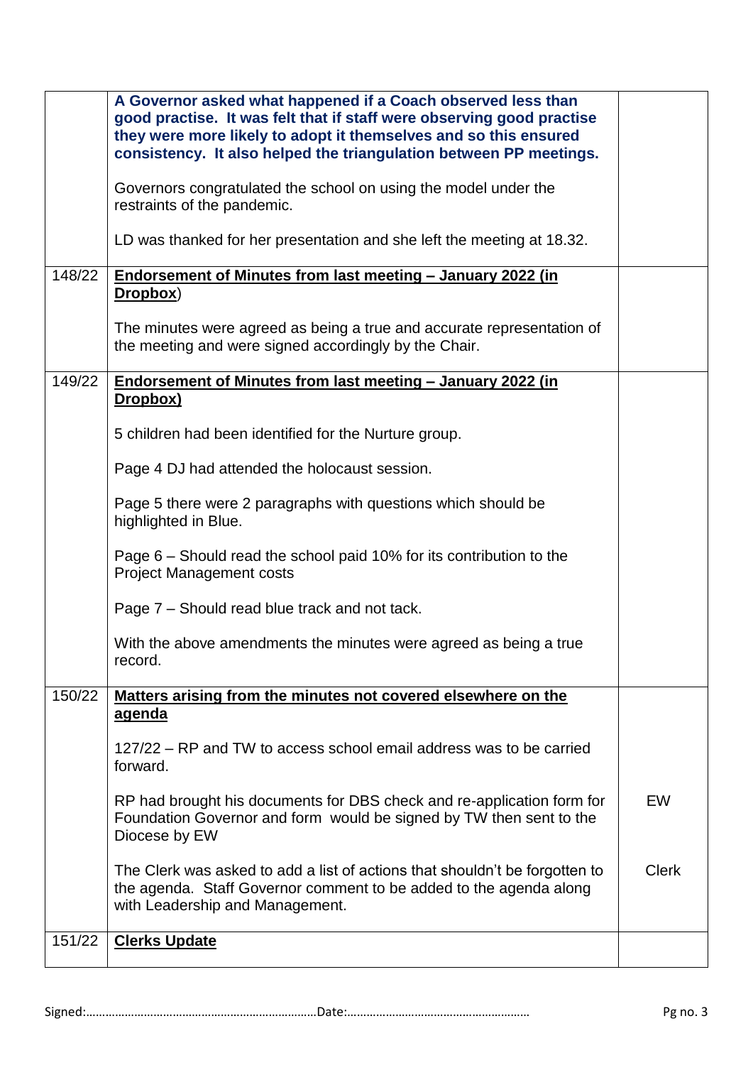| | | |
|---|---|---|
| | **A Governor asked what happened if a Coach observed less than good practise. It was felt that if staff were observing good practise they were more likely to adopt it themselves and so this ensured consistency. It also helped the triangulation between PP meetings.**<br><br>Governors congratulated the school on using the model under the restraints of the pandemic.<br><br>LD was thanked for her presentation and she left the meeting at 18.32. | |
| 148/22 | **Endorsement of Minutes from last meeting – January 2022 (in Dropbox)**<br><br>The minutes were agreed as being a true and accurate representation of the meeting and were signed accordingly by the Chair. | |
| 149/22 | **Endorsement of Minutes from last meeting – January 2022 (in Dropbox)**<br><br>5 children had been identified for the Nurture group.<br><br>Page 4 DJ had attended the holocaust session.<br><br>Page 5 there were 2 paragraphs with questions which should be highlighted in Blue.<br><br>Page 6 – Should read the school paid 10% for its contribution to the Project Management costs<br><br>Page 7 – Should read blue track and not tack.<br><br>With the above amendments the minutes were agreed as being a true record. | |
| 150/22 | **Matters arising from the minutes not covered elsewhere on the agenda**<br><br>127/22 – RP and TW to access school email address was to be carried forward.<br><br>RP had brought his documents for DBS check and re-application form for Foundation Governor and form would be signed by TW then sent to the Diocese by EW<br><br>The Clerk was asked to add a list of actions that shouldn't be forgotten to the agenda. Staff Governor comment to be added to the agenda along with Leadership and Management. | EW<br><br>Clerk |
| 151/22 | **Clerks Update** | |

Signed:……………………………………………………………Date:…………………………………………………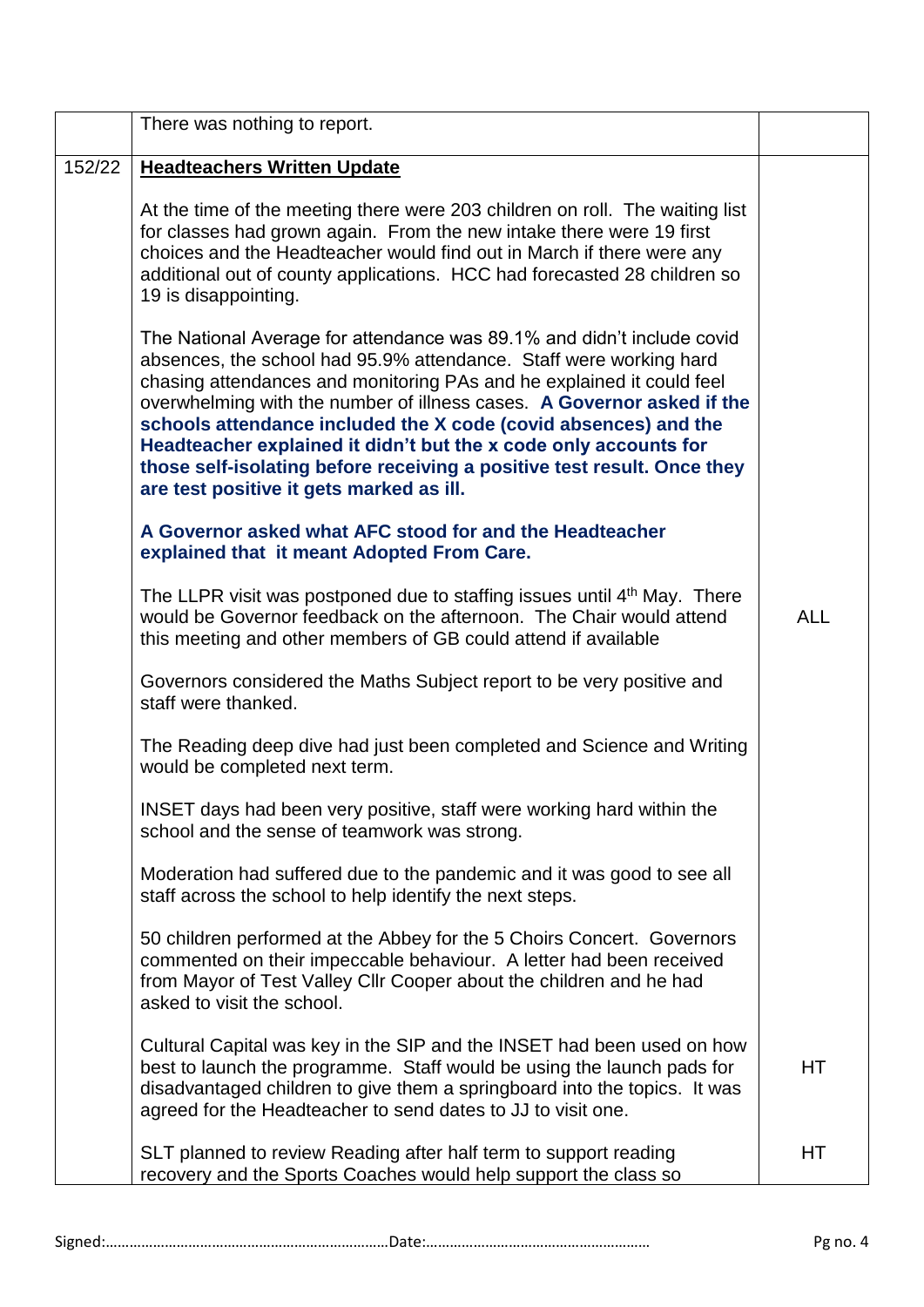| | | |
|---|---|---|
| | There was nothing to report. | |
| 152/22 | **Headteachers Written Update**<br><br>At the time of the meeting there were 203 children on roll. The waiting list for classes had grown again. From the new intake there were 19 first choices and the Headteacher would find out in March if there were any additional out of county applications. HCC had forecasted 28 children so 19 is disappointing.<br><br>The National Average for attendance was 89.1% and didn't include covid absences, the school had 95.9% attendance. Staff were working hard chasing attendances and monitoring PAs and he explained it could feel overwhelming with the number of illness cases. **A Governor asked if the schools attendance included the X code (covid absences) and the Headteacher explained it didn't but the x code only accounts for those self-isolating before receiving a positive test result. Once they are test positive it gets marked as ill.**<br><br>**A Governor asked what AFC stood for and the Headteacher explained that it meant Adopted From Care.**<br><br>The LLPR visit was postponed due to staffing issues until 4th May. There would be Governor feedback on the afternoon. The Chair would attend this meeting and other members of GB could attend if available<br><br>Governors considered the Maths Subject report to be very positive and staff were thanked.<br><br>The Reading deep dive had just been completed and Science and Writing would be completed next term.<br><br>INSET days had been very positive, staff were working hard within the school and the sense of teamwork was strong.<br><br>Moderation had suffered due to the pandemic and it was good to see all staff across the school to help identify the next steps.<br><br>50 children performed at the Abbey for the 5 Choirs Concert. Governors commented on their impeccable behaviour. A letter had been received from Mayor of Test Valley Cllr Cooper about the children and he had asked to visit the school.<br><br>Cultural Capital was key in the SIP and the INSET had been used on how best to launch the programme. Staff would be using the launch pads for disadvantaged children to give them a springboard into the topics. It was agreed for the Headteacher to send dates to JJ to visit one.<br><br>SLT planned to review Reading after half term to support reading recovery and the Sports Coaches would help support the class so | ALL<br><br>HT<br><br>HT |

Signed:……………………………………………………………Date:………………………………………………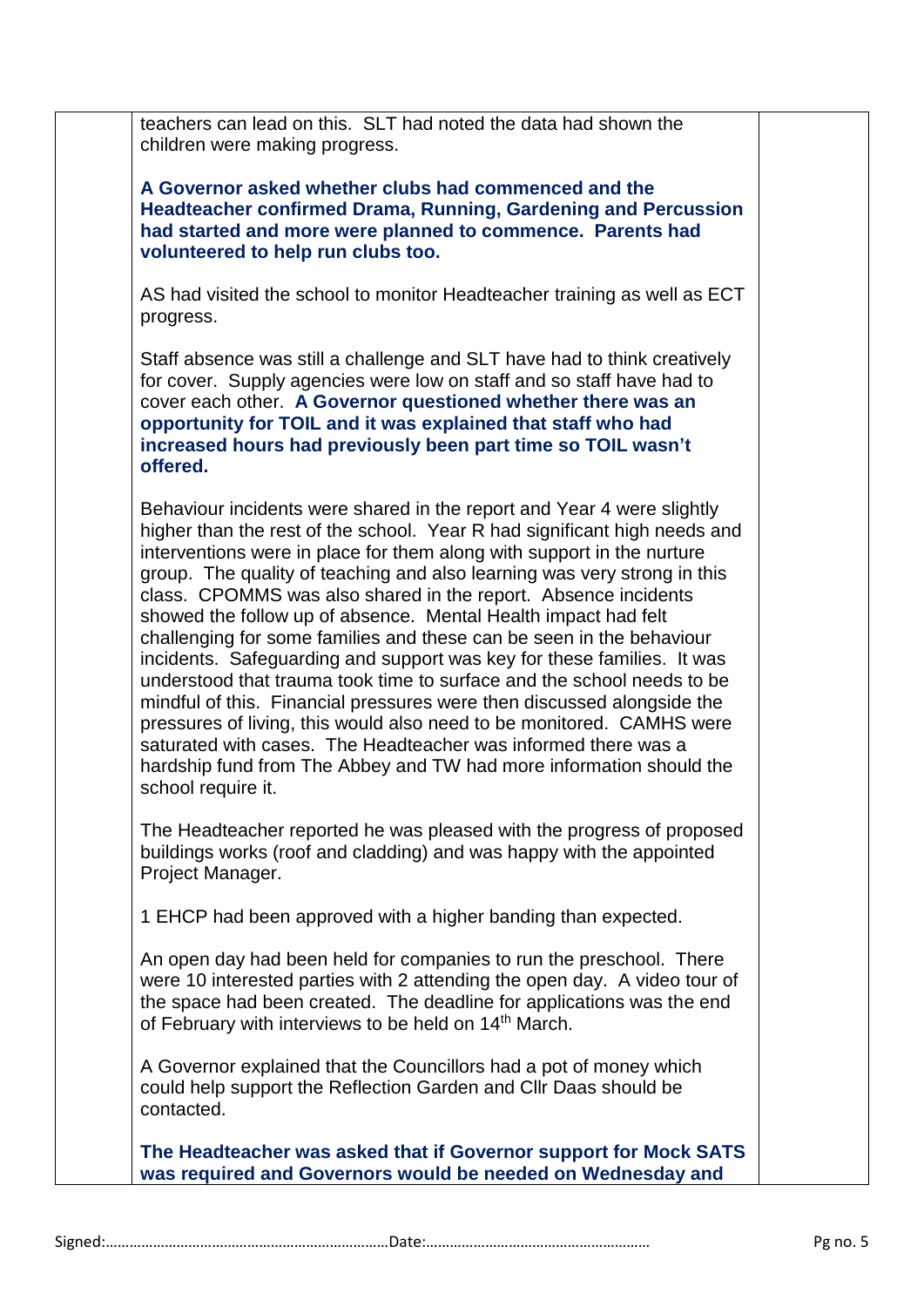teachers can lead on this. SLT had noted the data had shown the children were making progress.

**A Governor asked whether clubs had commenced and the Headteacher confirmed Drama, Running, Gardening and Percussion had started and more were planned to commence. Parents had volunteered to help run clubs too.**

AS had visited the school to monitor Headteacher training as well as ECT progress.

Staff absence was still a challenge and SLT have had to think creatively for cover. Supply agencies were low on staff and so staff have had to cover each other. **A Governor questioned whether there was an opportunity for TOIL and it was explained that staff who had increased hours had previously been part time so TOIL wasn't offered.**

Behaviour incidents were shared in the report and Year 4 were slightly higher than the rest of the school. Year R had significant high needs and interventions were in place for them along with support in the nurture group. The quality of teaching and also learning was very strong in this class. CPOMMS was also shared in the report. Absence incidents showed the follow up of absence. Mental Health impact had felt challenging for some families and these can be seen in the behaviour incidents. Safeguarding and support was key for these families. It was understood that trauma took time to surface and the school needs to be mindful of this. Financial pressures were then discussed alongside the pressures of living, this would also need to be monitored. CAMHS were saturated with cases. The Headteacher was informed there was a hardship fund from The Abbey and TW had more information should the school require it.

The Headteacher reported he was pleased with the progress of proposed buildings works (roof and cladding) and was happy with the appointed Project Manager.

1 EHCP had been approved with a higher banding than expected.

An open day had been held for companies to run the preschool. There were 10 interested parties with 2 attending the open day. A video tour of the space had been created. The deadline for applications was the end of February with interviews to be held on 14th March.

A Governor explained that the Councillors had a pot of money which could help support the Reflection Garden and Cllr Daas should be contacted.

**The Headteacher was asked that if Governor support for Mock SATS was required and Governors would be needed on Wednesday and**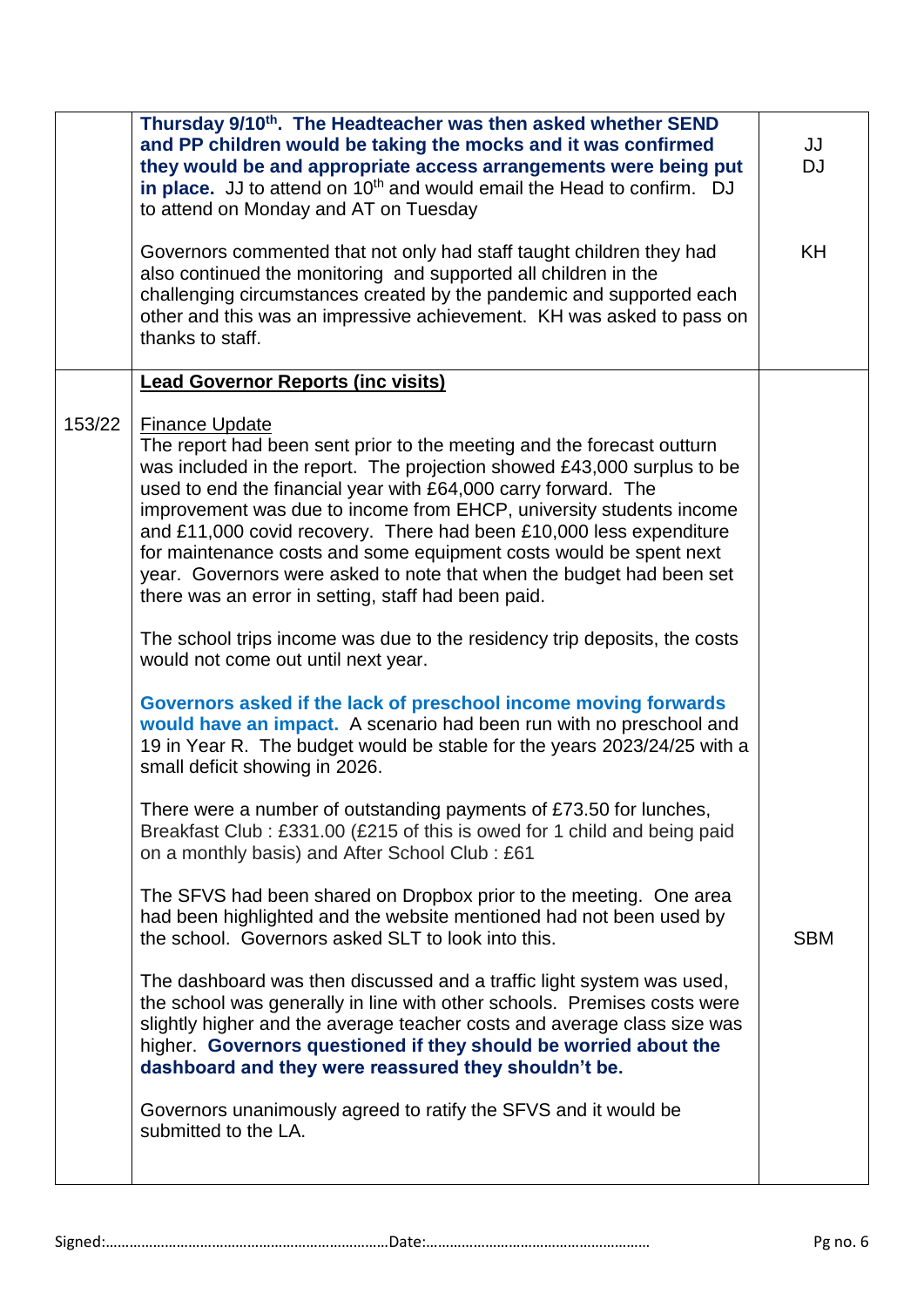| | | |
|---|---|---|
| | **Thursday 9/10th. The Headteacher was then asked whether SEND and PP children would be taking the mocks and it was confirmed they would be and appropriate access arrangements were being put in place.** JJ to attend on 10th and would email the Head to confirm. DJ to attend on Monday and AT on Tuesday<br><br>Governors commented that not only had staff taught children they had also continued the monitoring and supported all children in the challenging circumstances created by the pandemic and supported each other and this was an impressive achievement. KH was asked to pass on thanks to staff. | JJ<br>DJ<br><br>KH |
| 153/22 | **Lead Governor Reports (inc visits)**<br><br>Finance Update<br>The report had been sent prior to the meeting and the forecast outturn was included in the report. The projection showed £43,000 surplus to be used to end the financial year with £64,000 carry forward. The improvement was due to income from EHCP, university students income and £11,000 covid recovery. There had been £10,000 less expenditure for maintenance costs and some equipment costs would be spent next year. Governors were asked to note that when the budget had been set there was an error in setting, staff had been paid.<br><br>The school trips income was due to the residency trip deposits, the costs would not come out until next year.<br><br>**Governors asked if the lack of preschool income moving forwards would have an impact.** A scenario had been run with no preschool and 19 in Year R. The budget would be stable for the years 2023/24/25 with a small deficit showing in 2026.<br><br>There were a number of outstanding payments of £73.50 for lunches, Breakfast Club : £331.00 (£215 of this is owed for 1 child and being paid on a monthly basis) and After School Club : £61<br><br>The SFVS had been shared on Dropbox prior to the meeting. One area had been highlighted and the website mentioned had not been used by the school. Governors asked SLT to look into this.<br><br>The dashboard was then discussed and a traffic light system was used, the school was generally in line with other schools. Premises costs were slightly higher and the average teacher costs and average class size was higher. **Governors questioned if they should be worried about the dashboard and they were reassured they shouldn't be.**<br><br>Governors unanimously agreed to ratify the SFVS and it would be submitted to the LA. | <br><br><br><br><br><br><br><br><br><br><br><br><br><br><br><br><br><br><br><br><br><br><br><br>SBM |

Signed:……………………………………………………………Date:…………………………………………………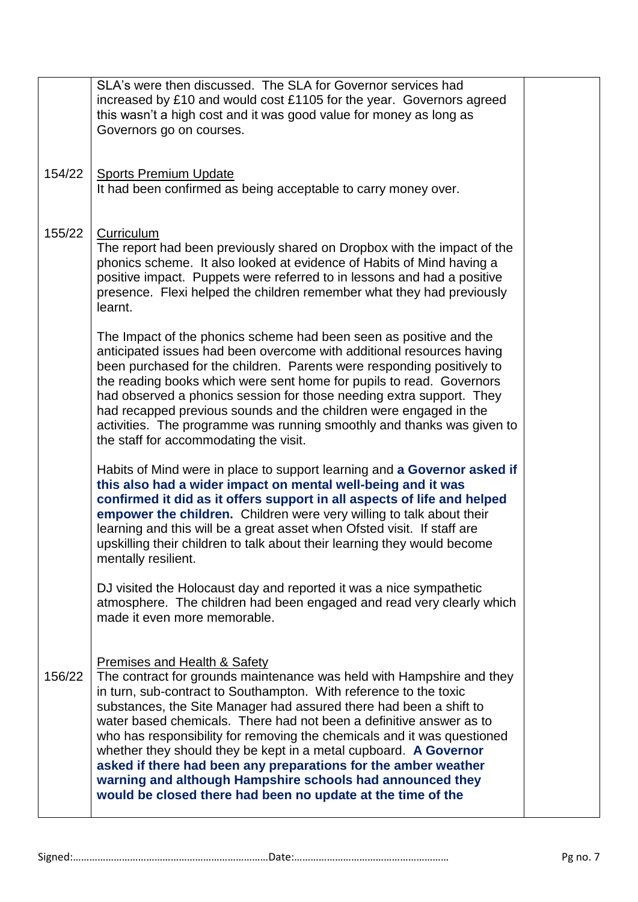| | | |
|---|---|---|
| | SLA's were then discussed. The SLA for Governor services had increased by £10 and would cost £1105 for the year. Governors agreed this wasn't a high cost and it was good value for money as long as Governors go on courses. | |
| 154/22 | Sports Premium Update<br>It had been confirmed as being acceptable to carry money over. | |
| 155/22 | Curriculum<br>The report had been previously shared on Dropbox with the impact of the phonics scheme. It also looked at evidence of Habits of Mind having a positive impact. Puppets were referred to in lessons and had a positive presence. Flexi helped the children remember what they had previously learnt.<br><br>The Impact of the phonics scheme had been seen as positive and the anticipated issues had been overcome with additional resources having been purchased for the children. Parents were responding positively to the reading books which were sent home for pupils to read. Governors had observed a phonics session for those needing extra support. They had recapped previous sounds and the children were engaged in the activities. The programme was running smoothly and thanks was given to the staff for accommodating the visit.<br><br>Habits of Mind were in place to support learning and **a Governor asked if this also had a wider impact on mental well-being and it was confirmed it did as it offers support in all aspects of life and helped empower the children.** Children were very willing to talk about their learning and this will be a great asset when Ofsted visit. If staff are upskilling their children to talk about their learning they would become mentally resilient.<br><br>DJ visited the Holocaust day and reported it was a nice sympathetic atmosphere. The children had been engaged and read very clearly which made it even more memorable. | |
| 156/22 | Premises and Health & Safety<br>The contract for grounds maintenance was held with Hampshire and they in turn, sub-contract to Southampton. With reference to the toxic substances, the Site Manager had assured there had been a shift to water based chemicals. There had not been a definitive answer as to who has responsibility for removing the chemicals and it was questioned whether they should they be kept in a metal cupboard. **A Governor asked if there had been any preparations for the amber weather warning and although Hampshire schools had announced they would be closed there had been no update at the time of the** | |

Signed:……………………………………………………………Date:…………………………………………………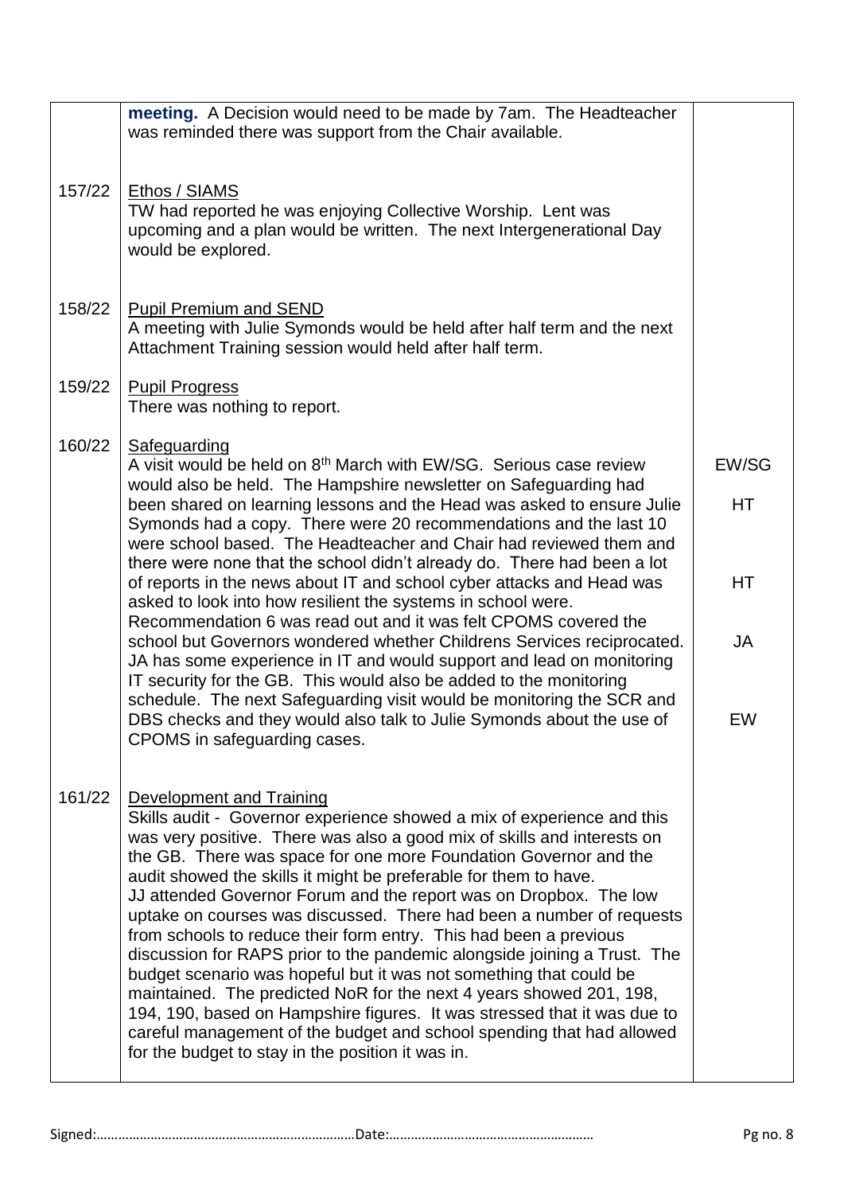| | | |
|---|---|---|
| | **meeting.** A Decision would need to be made by 7am. The Headteacher was reminded there was support from the Chair available. | |
| 157/22 | <u>Ethos / SIAMS</u><br>TW had reported he was enjoying Collective Worship. Lent was upcoming and a plan would be written. The next Intergenerational Day would be explored. | |
| 158/22 | <u>Pupil Premium and SEND</u><br>A meeting with Julie Symonds would be held after half term and the next Attachment Training session would held after half term. | |
| 159/22 | <u>Pupil Progress</u><br>There was nothing to report. | |
| 160/22 | <u>Safeguarding</u><br>A visit would be held on 8th March with EW/SG. Serious case review would also be held. The Hampshire newsletter on Safeguarding had been shared on learning lessons and the Head was asked to ensure Julie Symonds had a copy. There were 20 recommendations and the last 10 were school based. The Headteacher and Chair had reviewed them and there were none that the school didn't already do. There had been a lot of reports in the news about IT and school cyber attacks and Head was asked to look into how resilient the systems in school were. Recommendation 6 was read out and it was felt CPOMS covered the school but Governors wondered whether Childrens Services reciprocated. JA has some experience in IT and would support and lead on monitoring IT security for the GB. This would also be added to the monitoring schedule. The next Safeguarding visit would be monitoring the SCR and DBS checks and they would also talk to Julie Symonds about the use of CPOMS in safeguarding cases. | EW/SG<br><br>HT<br><br>HT<br><br>JA<br><br>EW |
| 161/22 | <u>Development and Training</u><br>Skills audit - Governor experience showed a mix of experience and this was very positive. There was also a good mix of skills and interests on the GB. There was space for one more Foundation Governor and the audit showed the skills it might be preferable for them to have.<br>JJ attended Governor Forum and the report was on Dropbox. The low uptake on courses was discussed. There had been a number of requests from schools to reduce their form entry. This had been a previous discussion for RAPS prior to the pandemic alongside joining a Trust. The budget scenario was hopeful but it was not something that could be maintained. The predicted NoR for the next 4 years showed 201, 198, 194, 190, based on Hampshire figures. It was stressed that it was due to careful management of the budget and school spending that had allowed for the budget to stay in the position it was in. | |

Signed:……………………………………………………………Date:………………………………………………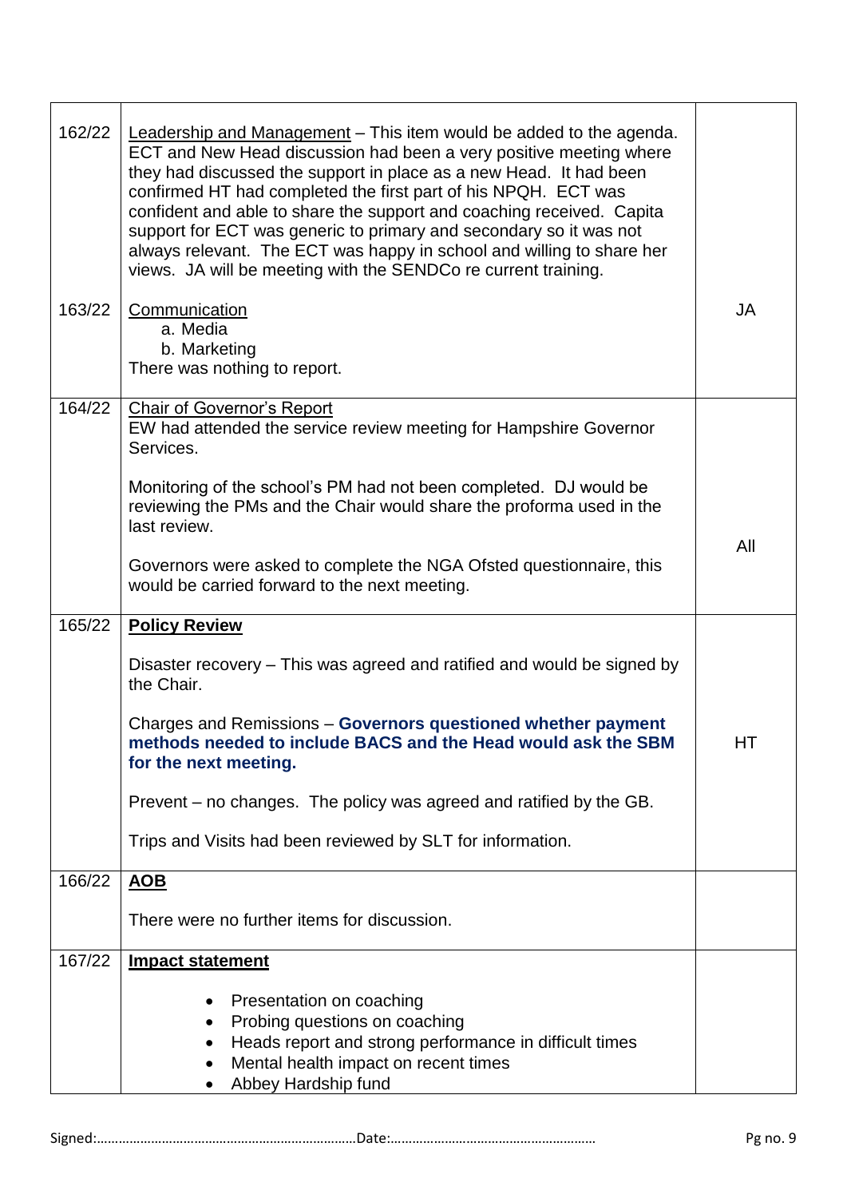| | | |
|---|---|---|
| 162/22 | Leadership and Management – This item would be added to the agenda. ECT and New Head discussion had been a very positive meeting where they had discussed the support in place as a new Head. It had been confirmed HT had completed the first part of his NPQH. ECT was confident and able to share the support and coaching received. Capita support for ECT was generic to primary and secondary so it was not always relevant. The ECT was happy in school and willing to share her views. JA will be meeting with the SENDCo re current training. | |
| 163/22 | Communication<br>a. Media<br>b. Marketing<br>There was nothing to report. | JA |
| 164/22 | Chair of Governor's Report<br>EW had attended the service review meeting for Hampshire Governor Services.<br><br>Monitoring of the school's PM had not been completed. DJ would be reviewing the PMs and the Chair would share the proforma used in the last review.<br><br>Governors were asked to complete the NGA Ofsted questionnaire, this would be carried forward to the next meeting. | All |
| 165/22 | **Policy Review**<br><br>Disaster recovery – This was agreed and ratified and would be signed by the Chair.<br><br>Charges and Remissions – **Governors questioned whether payment methods needed to include BACS and the Head would ask the SBM for the next meeting.**<br><br>Prevent – no changes. The policy was agreed and ratified by the GB.<br><br>Trips and Visits had been reviewed by SLT for information. | HT |
| 166/22 | **AOB**<br><br>There were no further items for discussion. | |
| 167/22 | **Impact statement**<br><br>• Presentation on coaching<br>• Probing questions on coaching<br>• Heads report and strong performance in difficult times<br>• Mental health impact on recent times<br>• Abbey Hardship fund | |

Signed:……………………………………………………………Date:…………………………………………………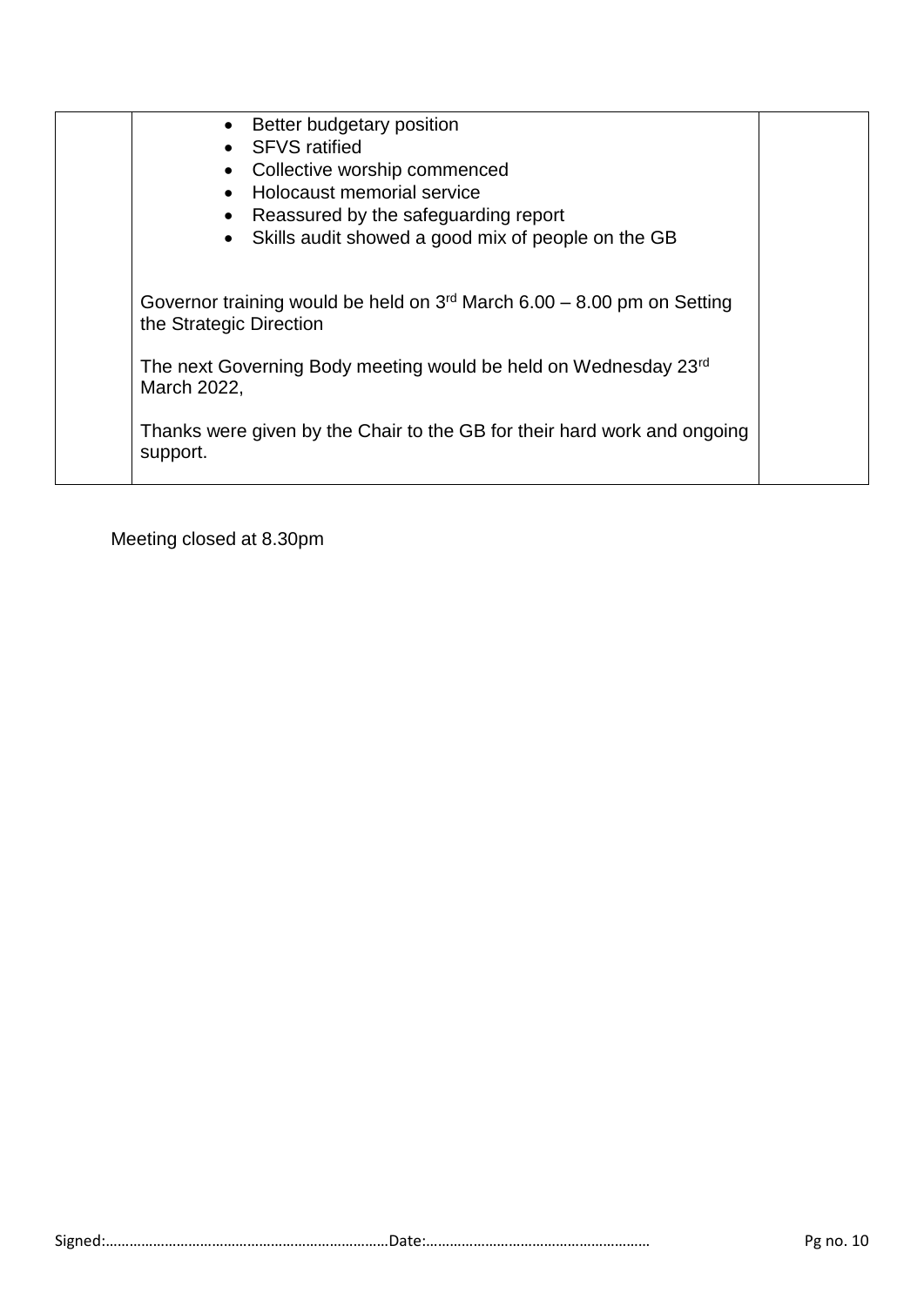| | | |
|---|---|---|
| | • Better budgetary position<br>• SFVS ratified<br>• Collective worship commenced<br>• Holocaust memorial service<br>• Reassured by the safeguarding report<br>• Skills audit showed a good mix of people on the GB<br><br>Governor training would be held on 3rd March 6.00 – 8.00 pm on Setting the Strategic Direction<br><br>The next Governing Body meeting would be held on Wednesday 23rd March 2022,<br><br>Thanks were given by the Chair to the GB for their hard work and ongoing support. | |

Meeting closed at 8.30pm

Signed:………………………………………………………………Date:………………………………………………